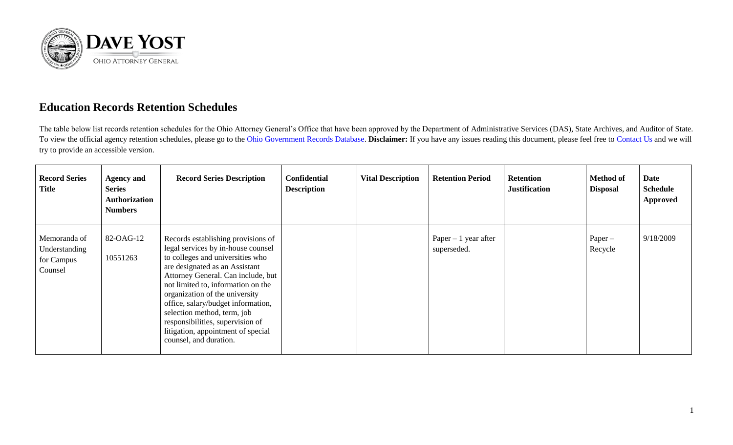DAVE YOST

OHIO ATTORNEY GENERAL

## Education Records Retention Schedules

The table below list records retention schedules for the Ohio Attorney General's Office that have been approved by the Department of Administrative Services (DAS), State Archives, and Auditor of State. To view the official agency retention schedules, please go to the Ohio Government Records Database. **Disclaimer:** If you have any issues reading this document, please feel free to Contact Us and we will try to provide an accessible version.

| Record Series Title | Agency and Series Authorization Numbers | Record Series Description | Confidential Description | Vital Description | Retention Period | Retention Justification | Method of Disposal | Date Schedule Approved |
|---|---|---|---|---|---|---|---|---|
| Memoranda of Understanding for Campus Counsel | 82-OAG-12 10551263 | Records establishing provisions of legal services by in-house counsel to colleges and universities who are designated as an Assistant Attorney General. Can include, but not limited to, information on the organization of the university office, salary/budget information, selection method, term, job responsibilities, supervision of litigation, appointment of special counsel, and duration. | | | Paper – 1 year after superseded. | | Paper – Recycle | 9/18/2009 |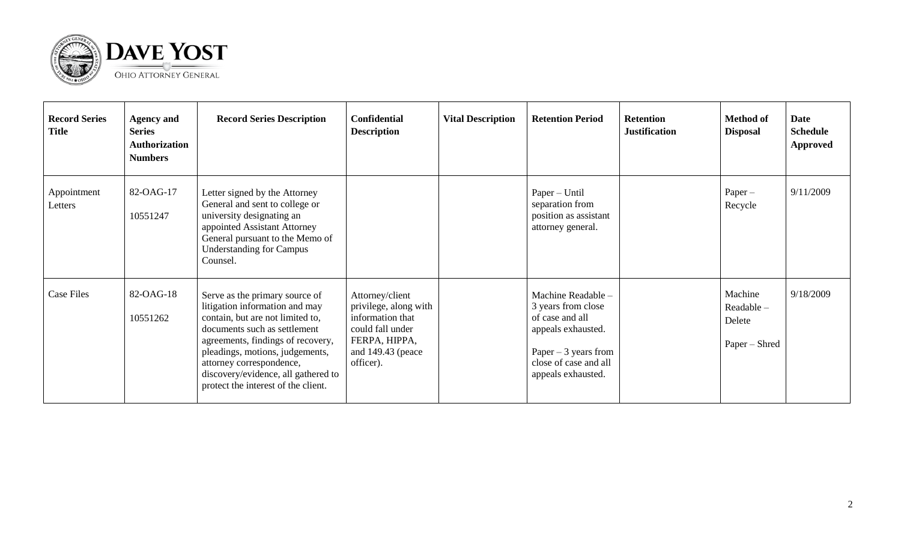| Record Series Title | Agency and Series Authorization Numbers | Record Series Description | Confidential Description | Vital Description | Retention Period | Retention Justification | Method of Disposal | Date Schedule Approved |
|---|---|---|---|---|---|---|---|---|
| Appointment Letters | 82-OAG-17<br><br>10551247 | Letter signed by the Attorney General and sent to college or university designating an appointed Assistant Attorney General pursuant to the Memo of Understanding for Campus Counsel. | | | Paper – Until separation from position as assistant attorney general. | | Paper – Recycle | 9/11/2009 |
| Case Files | 82-OAG-18<br><br>10551262 | Serve as the primary source of litigation information and may contain, but are not limited to, documents such as settlement agreements, findings of recovery, pleadings, motions, judgements, attorney correspondence, discovery/evidence, all gathered to protect the interest of the client. | Attorney/client privilege, along with information that could fall under FERPA, HIPPA, and 149.43 (peace officer). | | Machine Readable – 3 years from close of case and all appeals exhausted.<br><br>Paper – 3 years from close of case and all appeals exhausted. | | Machine Readable – Delete<br><br>Paper – Shred | 9/18/2009 |